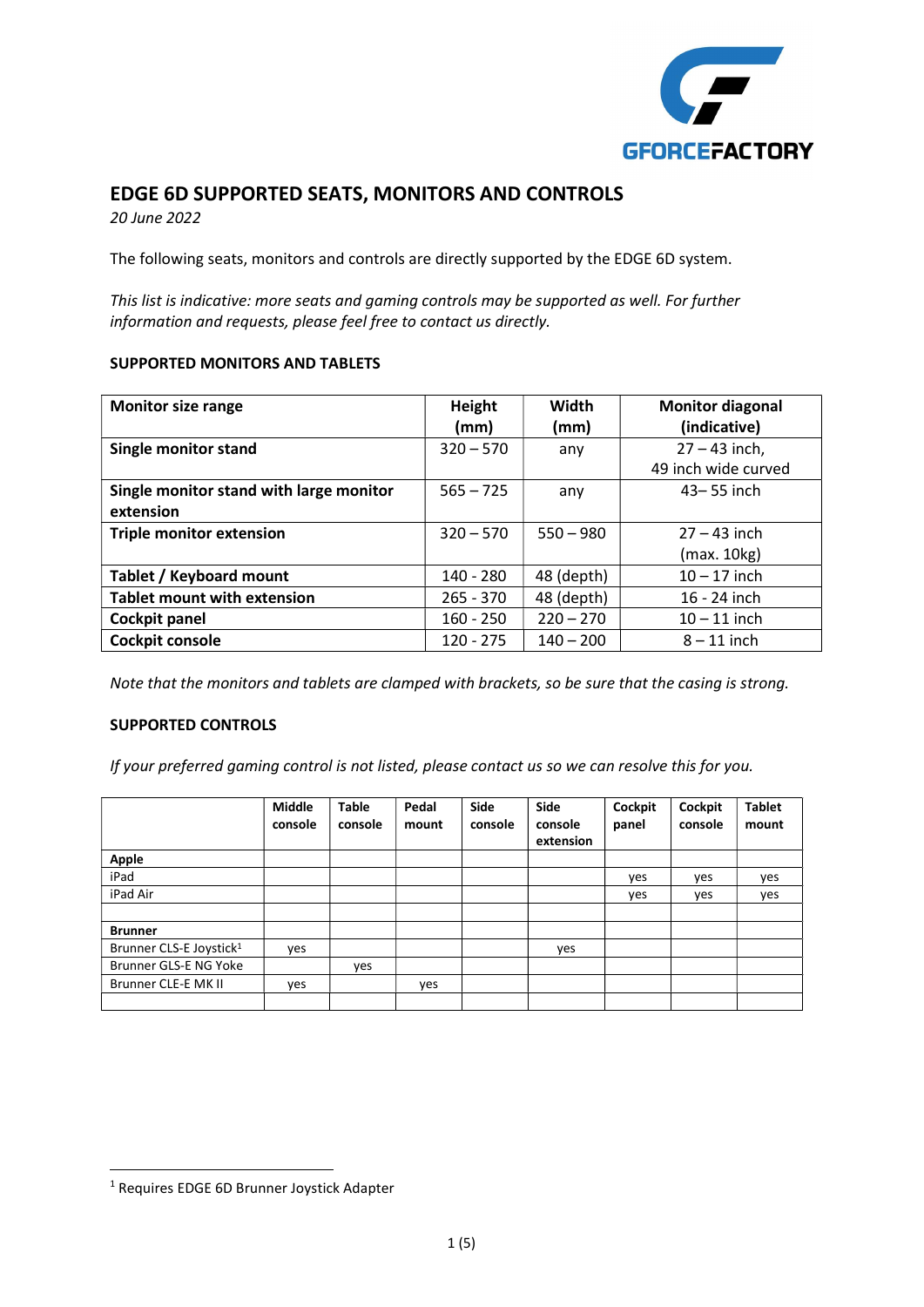# EDGE 6D SUPPORTED SEATS, MONITORS AND CONTROLS

*20 June 2022*

The following seats, monitors and controls are directly supported by the EDGE 6D system.

*This list is indicative: more seats and gaming controls may be supported as well. For further information and requests, please feel free to contact us directly.*

## SUPPORTED MONITORS AND TABLETS

| Monitor size range | Height (mm) | Width (mm) | Monitor diagonal (indicative) |
|---|---|---|---|
| **Single monitor stand** | 320 – 570 | any | 27 – 43 inch, 49 inch wide curved |
| **Single monitor stand with large monitor extension** | 565 – 725 | any | 43– 55 inch |
| **Triple monitor extension** | 320 – 570 | 550 – 980 | 27 – 43 inch (max. 10kg) |
| **Tablet / Keyboard mount** | 140 - 280 | 48 (depth) | 10 – 17 inch |
| **Tablet mount with extension** | 265 - 370 | 48 (depth) | 16 - 24 inch |
| **Cockpit panel** | 160 - 250 | 220 – 270 | 10 – 11 inch |
| **Cockpit console** | 120 - 275 | 140 – 200 | 8 – 11 inch |

*Note that the monitors and tablets are clamped with brackets, so be sure that the casing is strong.*

## SUPPORTED CONTROLS

*If your preferred gaming control is not listed, please contact us so we can resolve this for you.*

| | Middle console | Table console | Pedal mount | Side console | Side console extension | Cockpit panel | Cockpit console | Tablet mount |
|---|---|---|---|---|---|---|---|---|
| **Apple** | | | | | | | | |
| iPad | | | | | | yes | yes | yes |
| iPad Air | | | | | | yes | yes | yes |
| | | | | | | | | |
| **Brunner** | | | | | | | | |
| Brunner CLS-E Joystick[1] | yes | | | | yes | | | |
| Brunner GLS-E NG Yoke | | yes | | | | | | |
| Brunner CLE-E MK II | yes | | yes | | | | | |
| | | | | | | | | |

[1] Requires EDGE 6D Brunner Joystick Adapter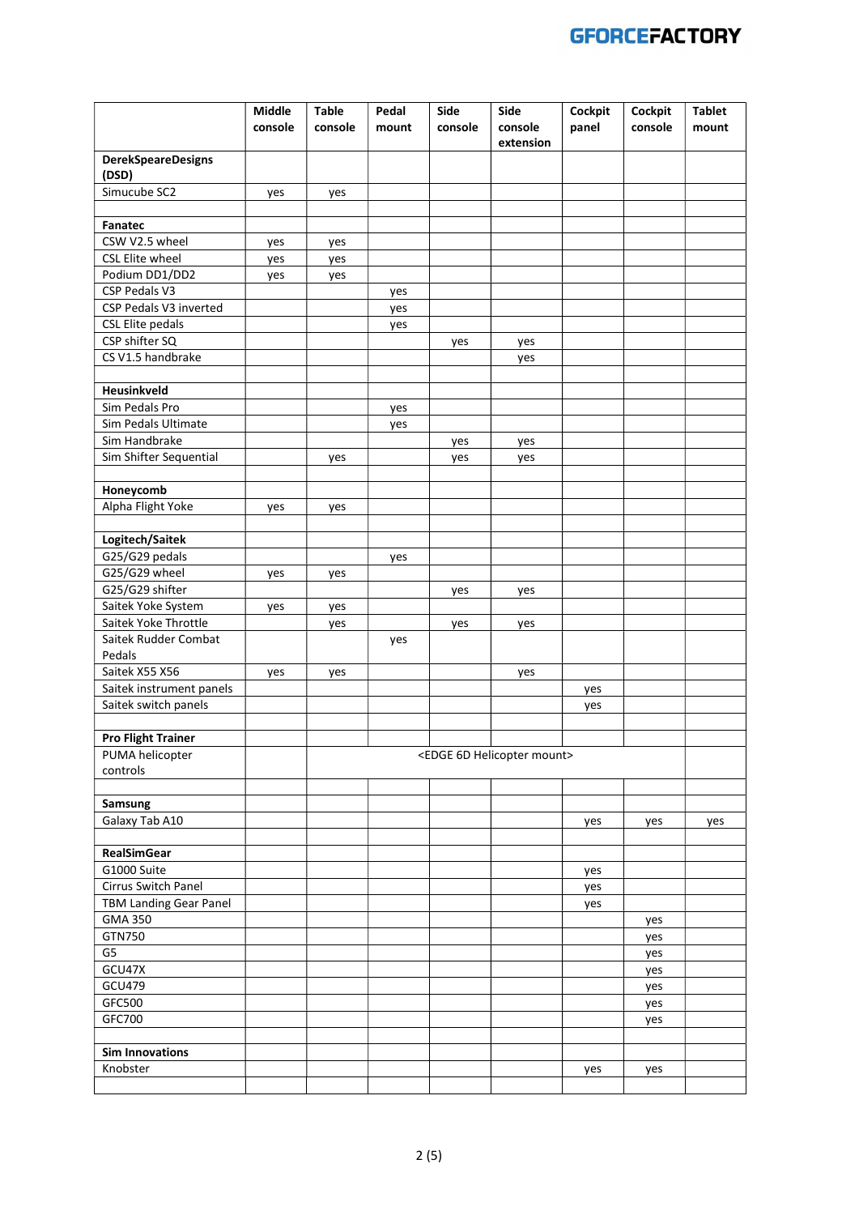| | Middle console | Table console | Pedal mount | Side console | Side console extension | Cockpit panel | Cockpit console | Tablet mount |
|---|---|---|---|---|---|---|---|---|
| **DerekSpeareDesigns (DSD)** | | | | | | | | |
| Simucube SC2 | yes | yes | | | | | | |
| | | | | | | | | |
| **Fanatec** | | | | | | | | |
| CSW V2.5 wheel | yes | yes | | | | | | |
| CSL Elite wheel | yes | yes | | | | | | |
| Podium DD1/DD2 | yes | yes | | | | | | |
| CSP Pedals V3 | | | yes | | | | | |
| CSP Pedals V3 inverted | | | yes | | | | | |
| CSL Elite pedals | | | yes | | | | | |
| CSP shifter SQ | | | | yes | yes | | | |
| CS V1.5 handbrake | | | | | yes | | | |
| | | | | | | | | |
| **Heusinkveld** | | | | | | | | |
| Sim Pedals Pro | | | yes | | | | | |
| Sim Pedals Ultimate | | | yes | | | | | |
| Sim Handbrake | | | | yes | yes | | | |
| Sim Shifter Sequential | | yes | | yes | yes | | | |
| | | | | | | | | |
| **Honeycomb** | | | | | | | | |
| Alpha Flight Yoke | yes | yes | | | | | | |
| | | | | | | | | |
| **Logitech/Saitek** | | | | | | | | |
| G25/G29 pedals | | | yes | | | | | |
| G25/G29 wheel | yes | yes | | | | | | |
| G25/G29 shifter | | | | yes | yes | | | |
| Saitek Yoke System | yes | yes | | | | | | |
| Saitek Yoke Throttle | | yes | | yes | yes | | | |
| Saitek Rudder Combat Pedals | | | yes | | | | | |
| Saitek X55 X56 | yes | yes | | | yes | | | |
| Saitek instrument panels | | | | | | yes | | |
| Saitek switch panels | | | | | | yes | | |
| | | | | | | | | |
| **Pro Flight Trainer** | | | | | | | | |
| PUMA helicopter controls | | <EDGE 6D Helicopter mount> | | | | | | |
| | | | | | | | | |
| **Samsung** | | | | | | | | |
| Galaxy Tab A10 | | | | | | yes | yes | yes |
| | | | | | | | | |
| **RealSimGear** | | | | | | | | |
| G1000 Suite | | | | | | yes | | |
| Cirrus Switch Panel | | | | | | yes | | |
| TBM Landing Gear Panel | | | | | | yes | | |
| GMA 350 | | | | | | | yes | |
| GTN750 | | | | | | | yes | |
| G5 | | | | | | | yes | |
| GCU47X | | | | | | | yes | |
| GCU479 | | | | | | | yes | |
| GFC500 | | | | | | | yes | |
| GFC700 | | | | | | | yes | |
| | | | | | | | | |
| **Sim Innovations** | | | | | | | | |
| Knobster | | | | | | yes | yes | |
| | | | | | | | | |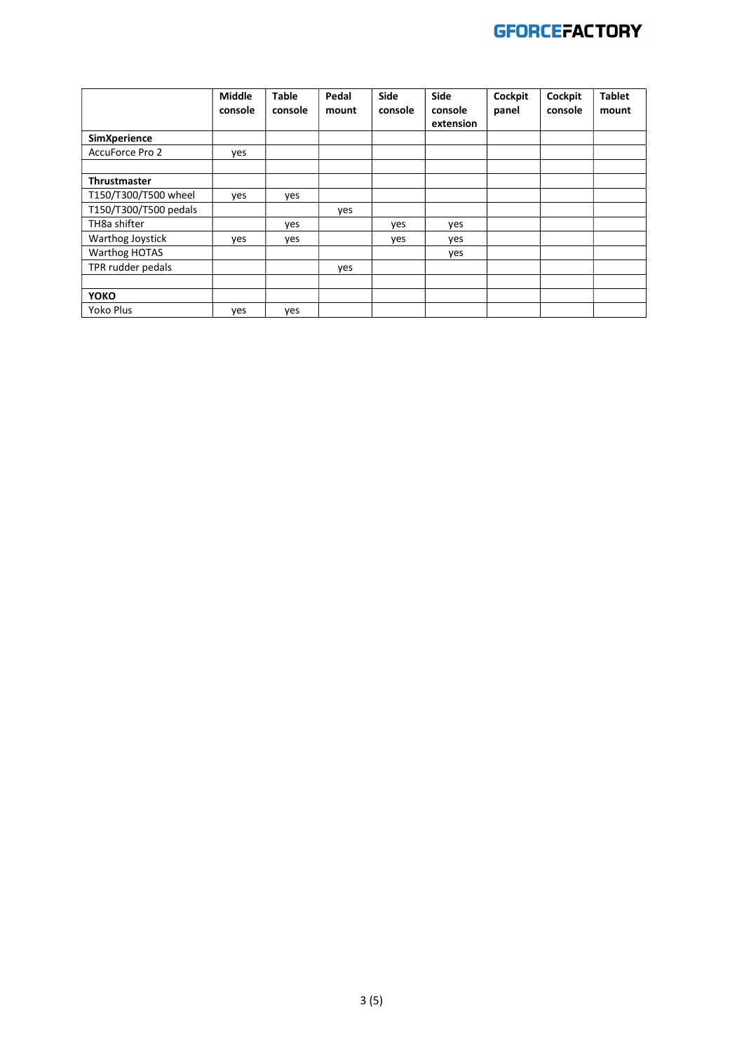| | Middle console | Table console | Pedal mount | Side console | Side console extension | Cockpit panel | Cockpit console | Tablet mount |
|---|---|---|---|---|---|---|---|---|
| **SimXperience** | | | | | | | | |
| AccuForce Pro 2 | yes | | | | | | | |
| | | | | | | | | |
| **Thrustmaster** | | | | | | | | |
| T150/T300/T500 wheel | yes | yes | | | | | | |
| T150/T300/T500 pedals | | | yes | | | | | |
| TH8a shifter | | yes | | yes | yes | | | |
| Warthog Joystick | yes | yes | | yes | yes | | | |
| Warthog HOTAS | | | | | yes | | | |
| TPR rudder pedals | | | yes | | | | | |
| | | | | | | | | |
| **YOKO** | | | | | | | | |
| Yoko Plus | yes | yes | | | | | | |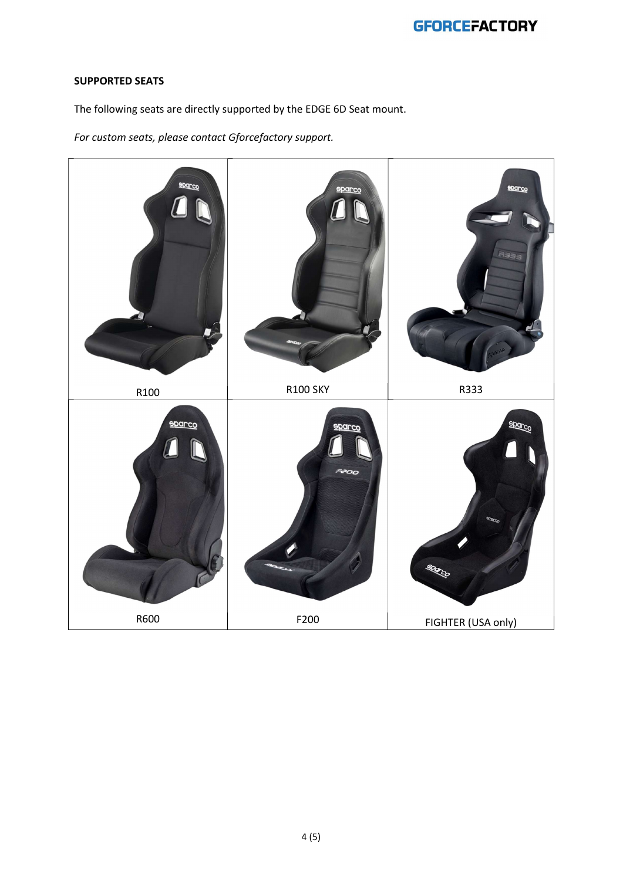**SUPPORTED SEATS**

The following seats are directly supported by the EDGE 6D Seat mount.

*For custom seats, please contact Gforcefactory support.*

| | | |
|---|---|---|
| R100 | R100 SKY | R333 |
| R600 | F200 | FIGHTER (USA only) |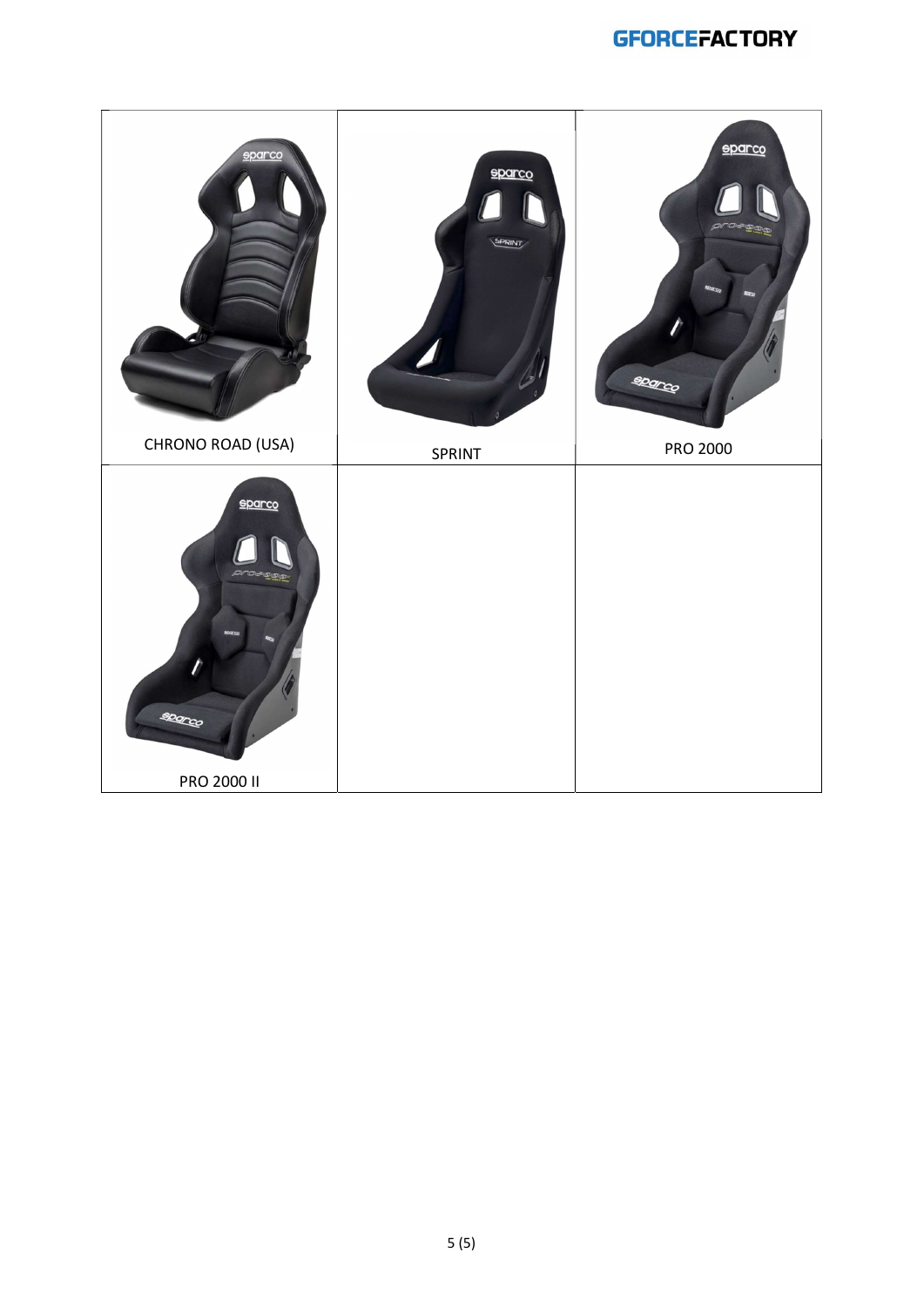| | | |
|---|---|---|
| CHRONO ROAD (USA) | SPRINT | PRO 2000 |
| PRO 2000 II | | |